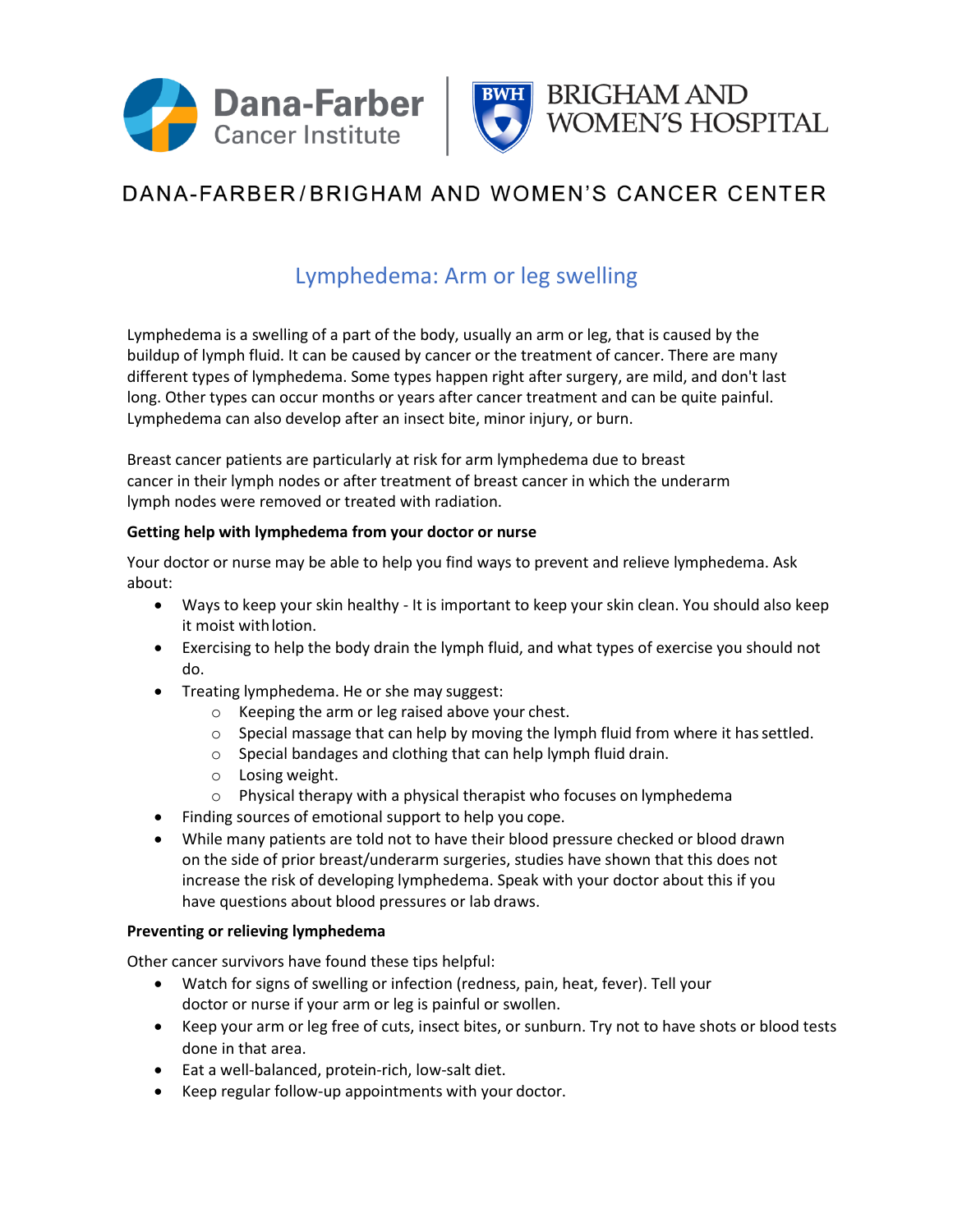Dana-Farber Cancer Institute | Brigham and Women's Hospital

DANA-FARBER/BRIGHAM AND WOMEN'S CANCER CENTER

# Lymphedema: Arm or leg swelling

Lymphedema is a swelling of a part of the body, usually an arm or leg, that is caused by the buildup of lymph fluid. It can be caused by cancer or the treatment of cancer. There are many different types of lymphedema. Some types happen right after surgery, are mild, and don't last long. Other types can occur months or years after cancer treatment and can be quite painful. Lymphedema can also develop after an insect bite, minor injury, or burn.

Breast cancer patients are particularly at risk for arm lymphedema due to breast cancer in their lymph nodes or after treatment of breast cancer in which the underarm lymph nodes were removed or treated with radiation.

**Getting help with lymphedema from your doctor or nurse**

Your doctor or nurse may be able to help you find ways to prevent and relieve lymphedema. Ask about:

- Ways to keep your skin healthy - It is important to keep your skin clean. You should also keep it moist with lotion.
- Exercising to help the body drain the lymph fluid, and what types of exercise you should not do.
- Treating lymphedema. He or she may suggest:
    - Keeping the arm or leg raised above your chest.
    - Special massage that can help by moving the lymph fluid from where it has settled.
    - Special bandages and clothing that can help lymph fluid drain.
    - Losing weight.
    - Physical therapy with a physical therapist who focuses on lymphedema
- Finding sources of emotional support to help you cope.
- While many patients are told not to have their blood pressure checked or blood drawn on the side of prior breast/underarm surgeries, studies have shown that this does not increase the risk of developing lymphedema. Speak with your doctor about this if you have questions about blood pressures or lab draws.

**Preventing or relieving lymphedema**

Other cancer survivors have found these tips helpful:

- Watch for signs of swelling or infection (redness, pain, heat, fever). Tell your doctor or nurse if your arm or leg is painful or swollen.
- Keep your arm or leg free of cuts, insect bites, or sunburn. Try not to have shots or blood tests done in that area.
- Eat a well-balanced, protein-rich, low-salt diet.
- Keep regular follow-up appointments with your doctor.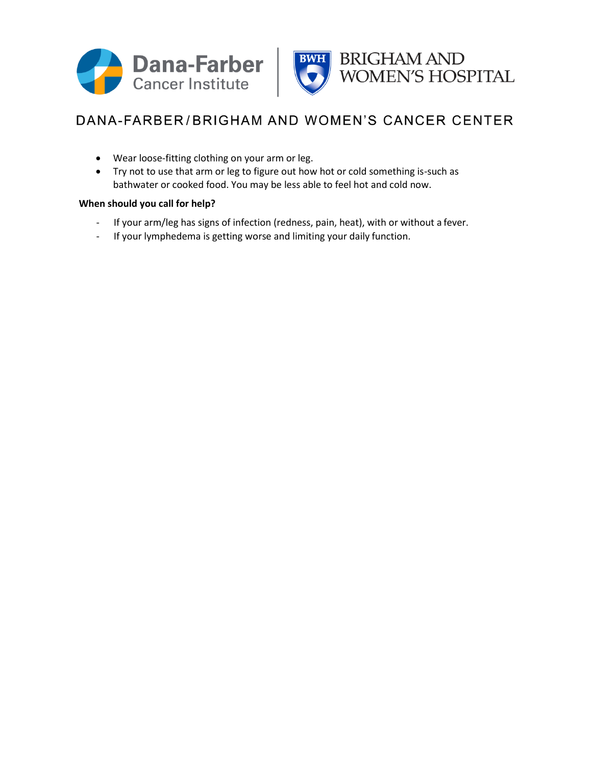- Wear loose-fitting clothing on your arm or leg.
- Try not to use that arm or leg to figure out how hot or cold something is-such as bathwater or cooked food. You may be less able to feel hot and cold now.

**When should you call for help?**

- If your arm/leg has signs of infection (redness, pain, heat), with or without a fever.
- If your lymphedema is getting worse and limiting your daily function.